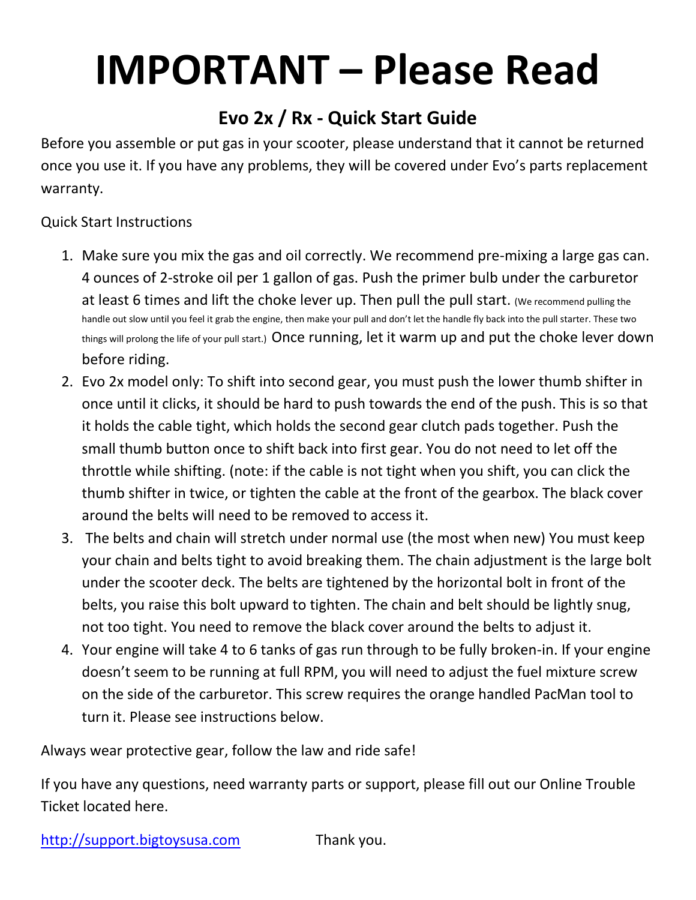# IMPORTANT – Please Read

## Evo 2x / Rx - Quick Start Guide

Before you assemble or put gas in your scooter, please understand that it cannot be returned once you use it. If you have any problems, they will be covered under Evo's parts replacement warranty.

Quick Start Instructions

1. Make sure you mix the gas and oil correctly. We recommend pre-mixing a large gas can. 4 ounces of 2-stroke oil per 1 gallon of gas. Push the primer bulb under the carburetor at least 6 times and lift the choke lever up. Then pull the pull start. (We recommend pulling the handle out slow until you feel it grab the engine, then make your pull and don't let the handle fly back into the pull starter. These two things will prolong the life of your pull start.) Once running, let it warm up and put the choke lever down before riding.
2. Evo 2x model only: To shift into second gear, you must push the lower thumb shifter in once until it clicks, it should be hard to push towards the end of the push. This is so that it holds the cable tight, which holds the second gear clutch pads together. Push the small thumb button once to shift back into first gear. You do not need to let off the throttle while shifting. (note: if the cable is not tight when you shift, you can click the thumb shifter in twice, or tighten the cable at the front of the gearbox. The black cover around the belts will need to be removed to access it.
3. The belts and chain will stretch under normal use (the most when new) You must keep your chain and belts tight to avoid breaking them. The chain adjustment is the large bolt under the scooter deck. The belts are tightened by the horizontal bolt in front of the belts, you raise this bolt upward to tighten. The chain and belt should be lightly snug, not too tight. You need to remove the black cover around the belts to adjust it.
4. Your engine will take 4 to 6 tanks of gas run through to be fully broken-in. If your engine doesn't seem to be running at full RPM, you will need to adjust the fuel mixture screw on the side of the carburetor. This screw requires the orange handled PacMan tool to turn it. Please see instructions below.

Always wear protective gear, follow the law and ride safe!

If you have any questions, need warranty parts or support, please fill out our Online Trouble Ticket located here.

[http://support.bigtoysusa.com](http://support.bigtoysusa.com) Thank you.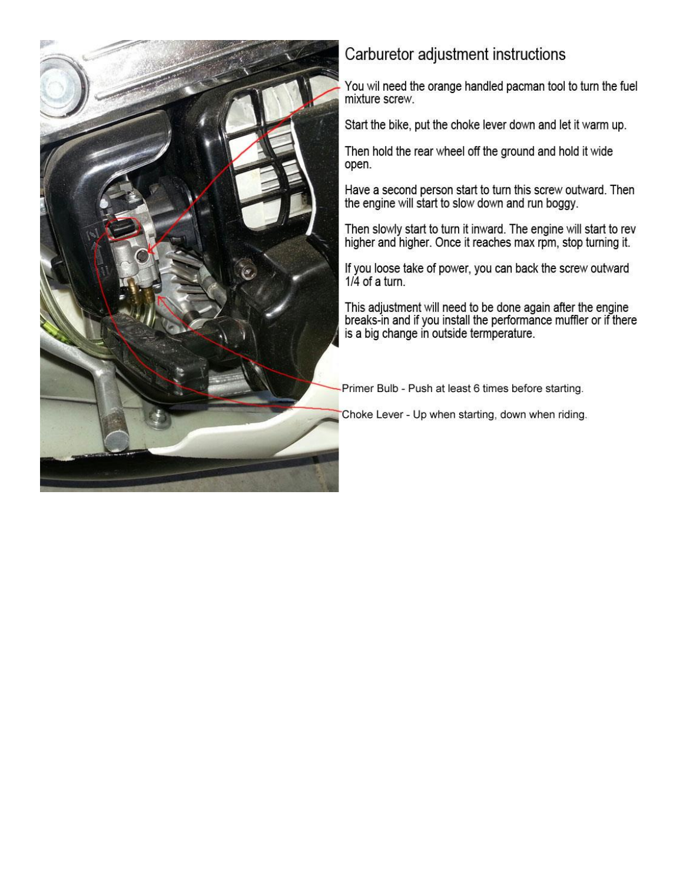# Carburetor adjustment instructions

You wil need the orange handled pacman tool to turn the fuel mixture screw.

Start the bike, put the choke lever down and let it warm up.

Then hold the rear wheel off the ground and hold it wide open.

Have a second person start to turn this screw outward. Then the engine will start to slow down and run boggy.

Then slowly start to turn it inward. The engine will start to rev higher and higher. Once it reaches max rpm, stop turning it.

If you loose take of power, you can back the screw outward 1/4 of a turn.

This adjustment will need to be done again after the engine breaks-in and if you install the performance muffler or if there is a big change in outside termperature.

Primer Bulb - Push at least 6 times before starting.

Choke Lever - Up when starting, down when riding.